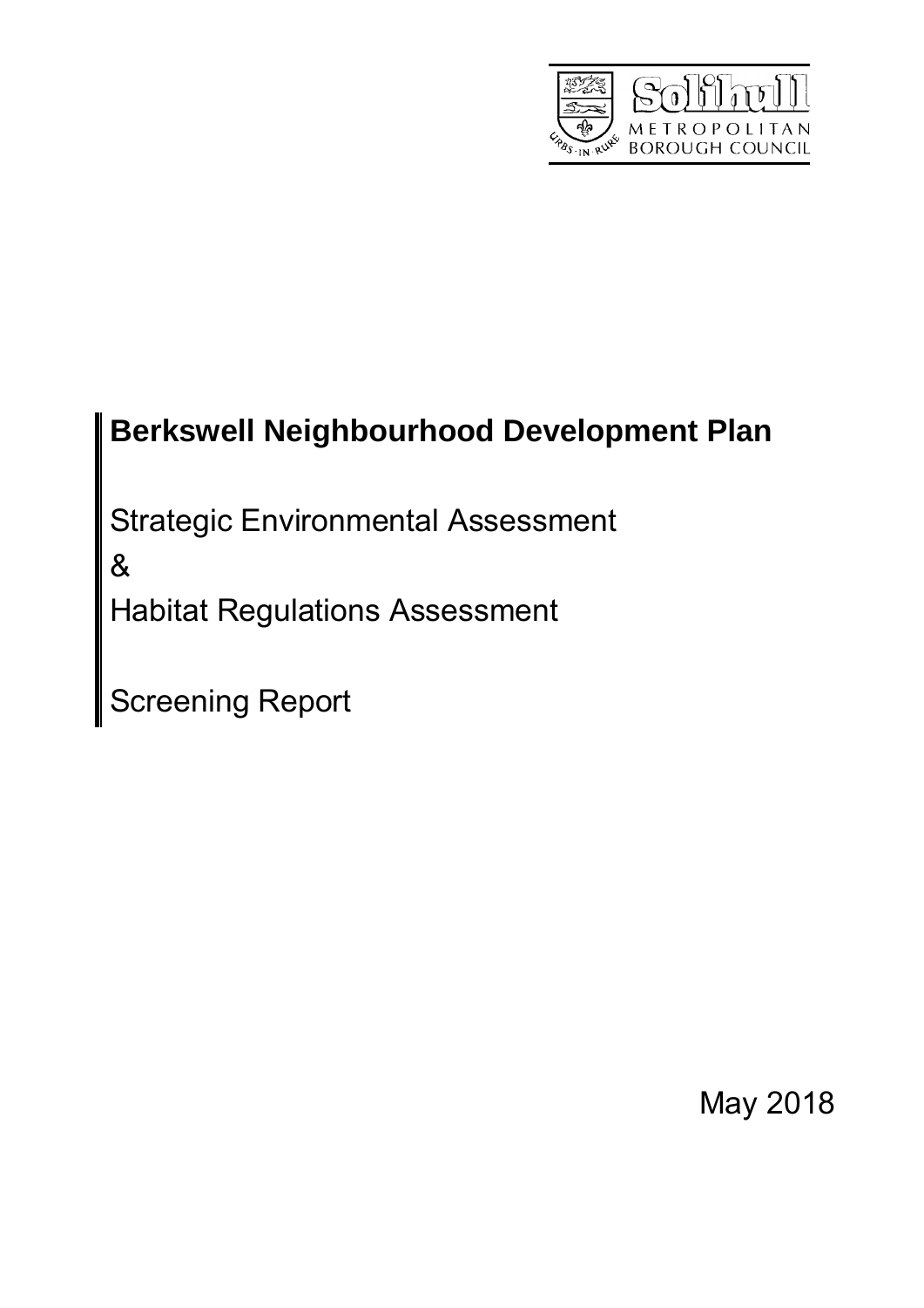Solihull Metropolitan Borough Council

# Berkswell Neighbourhood Development Plan

Strategic Environmental Assessment

&

Habitat Regulations Assessment

Screening Report

May 2018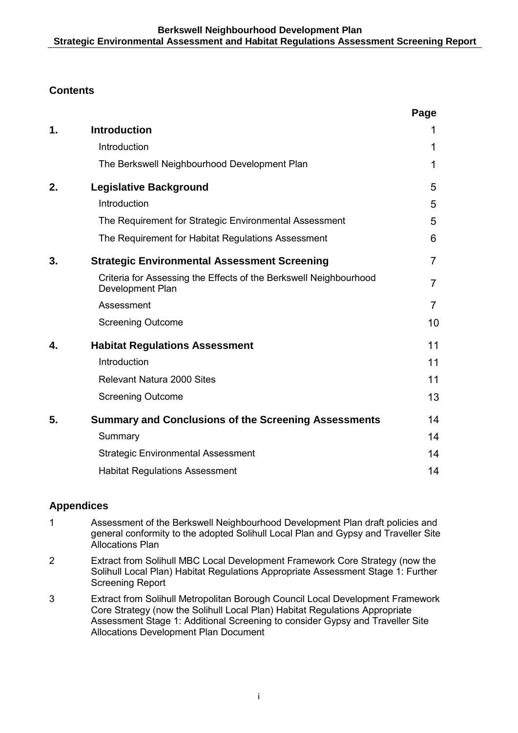## Contents

| | | Page |
|---|---|---|
| **1.** | **Introduction** | 1 |
| | Introduction | 1 |
| | The Berkswell Neighbourhood Development Plan | 1 |
| **2.** | **Legislative Background** | 5 |
| | Introduction | 5 |
| | The Requirement for Strategic Environmental Assessment | 5 |
| | The Requirement for Habitat Regulations Assessment | 6 |
| **3.** | **Strategic Environmental Assessment Screening** | 7 |
| | Criteria for Assessing the Effects of the Berkswell Neighbourhood Development Plan | 7 |
| | Assessment | 7 |
| | Screening Outcome | 10 |
| **4.** | **Habitat Regulations Assessment** | 11 |
| | Introduction | 11 |
| | Relevant Natura 2000 Sites | 11 |
| | Screening Outcome | 13 |
| **5.** | **Summary and Conclusions of the Screening Assessments** | 14 |
| | Summary | 14 |
| | Strategic Environmental Assessment | 14 |
| | Habitat Regulations Assessment | 14 |

## Appendices

1. Assessment of the Berkswell Neighbourhood Development Plan draft policies and general conformity to the adopted Solihull Local Plan and Gypsy and Traveller Site Allocations Plan
2. Extract from Solihull MBC Local Development Framework Core Strategy (now the Solihull Local Plan) Habitat Regulations Appropriate Assessment Stage 1: Further Screening Report
3. Extract from Solihull Metropolitan Borough Council Local Development Framework Core Strategy (now the Solihull Local Plan) Habitat Regulations Appropriate Assessment Stage 1: Additional Screening to consider Gypsy and Traveller Site Allocations Development Plan Document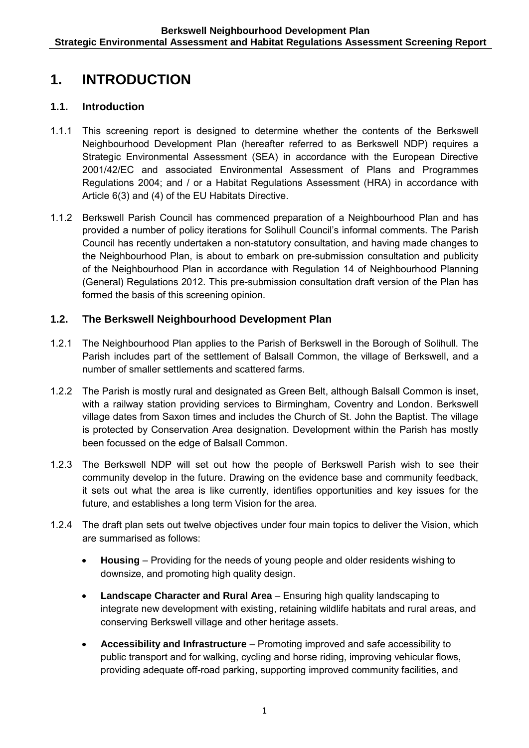# 1. INTRODUCTION

## 1.1. Introduction

1.1.1 This screening report is designed to determine whether the contents of the Berkswell Neighbourhood Development Plan (hereafter referred to as Berkswell NDP) requires a Strategic Environmental Assessment (SEA) in accordance with the European Directive 2001/42/EC and associated Environmental Assessment of Plans and Programmes Regulations 2004; and / or a Habitat Regulations Assessment (HRA) in accordance with Article 6(3) and (4) of the EU Habitats Directive.

1.1.2 Berkswell Parish Council has commenced preparation of a Neighbourhood Plan and has provided a number of policy iterations for Solihull Council's informal comments. The Parish Council has recently undertaken a non-statutory consultation, and having made changes to the Neighbourhood Plan, is about to embark on pre-submission consultation and publicity of the Neighbourhood Plan in accordance with Regulation 14 of Neighbourhood Planning (General) Regulations 2012. This pre-submission consultation draft version of the Plan has formed the basis of this screening opinion.

## 1.2. The Berkswell Neighbourhood Development Plan

1.2.1 The Neighbourhood Plan applies to the Parish of Berkswell in the Borough of Solihull. The Parish includes part of the settlement of Balsall Common, the village of Berkswell, and a number of smaller settlements and scattered farms.

1.2.2 The Parish is mostly rural and designated as Green Belt, although Balsall Common is inset, with a railway station providing services to Birmingham, Coventry and London. Berkswell village dates from Saxon times and includes the Church of St. John the Baptist. The village is protected by Conservation Area designation. Development within the Parish has mostly been focussed on the edge of Balsall Common.

1.2.3 The Berkswell NDP will set out how the people of Berkswell Parish wish to see their community develop in the future. Drawing on the evidence base and community feedback, it sets out what the area is like currently, identifies opportunities and key issues for the future, and establishes a long term Vision for the area.

1.2.4 The draft plan sets out twelve objectives under four main topics to deliver the Vision, which are summarised as follows:

- **Housing** – Providing for the needs of young people and older residents wishing to downsize, and promoting high quality design.
- **Landscape Character and Rural Area** – Ensuring high quality landscaping to integrate new development with existing, retaining wildlife habitats and rural areas, and conserving Berkswell village and other heritage assets.
- **Accessibility and Infrastructure** – Promoting improved and safe accessibility to public transport and for walking, cycling and horse riding, improving vehicular flows, providing adequate off-road parking, supporting improved community facilities, and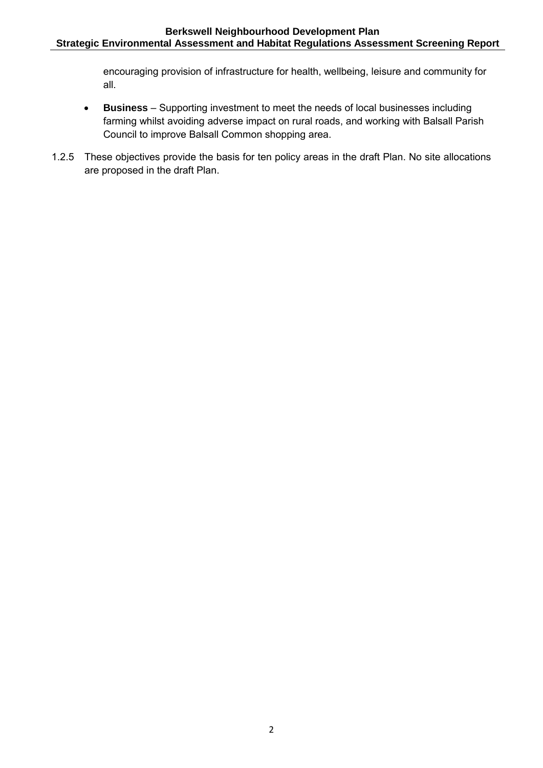encouraging provision of infrastructure for health, wellbeing, leisure and community for all.

- **Business** – Supporting investment to meet the needs of local businesses including farming whilst avoiding adverse impact on rural roads, and working with Balsall Parish Council to improve Balsall Common shopping area.

1.2.5 These objectives provide the basis for ten policy areas in the draft Plan. No site allocations are proposed in the draft Plan.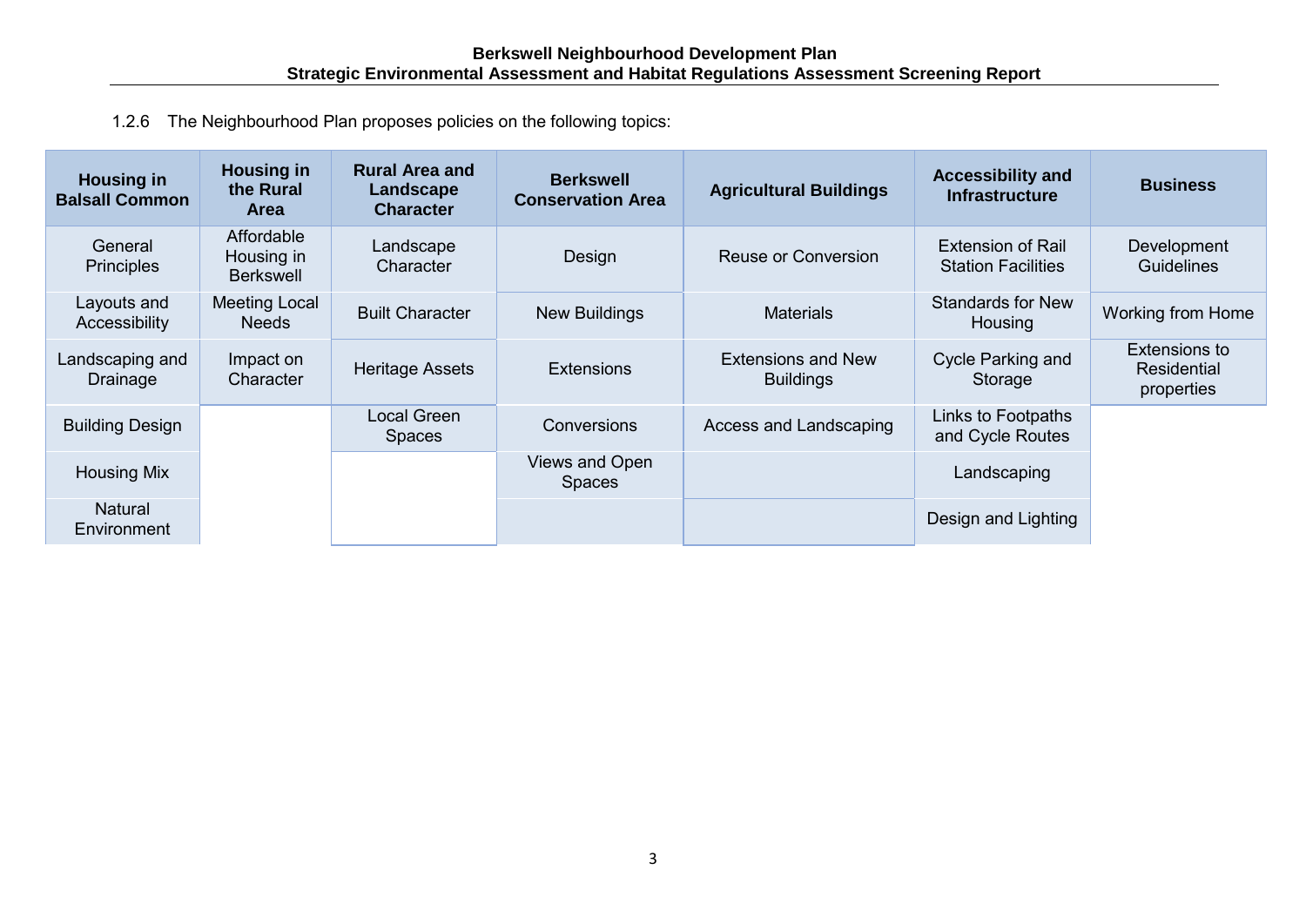1.2.6 The Neighbourhood Plan proposes policies on the following topics:

| Housing in Balsall Common | Housing in the Rural Area | Rural Area and Landscape Character | Berkswell Conservation Area | Agricultural Buildings | Accessibility and Infrastructure | Business |
|---|---|---|---|---|---|---|
| General Principles | Affordable Housing in Berkswell | Landscape Character | Design | Reuse or Conversion | Extension of Rail Station Facilities | Development Guidelines |
| Layouts and Accessibility | Meeting Local Needs | Built Character | New Buildings | Materials | Standards for New Housing | Working from Home |
| Landscaping and Drainage | Impact on Character | Heritage Assets | Extensions | Extensions and New Buildings | Cycle Parking and Storage | Extensions to Residential properties |
| Building Design | | Local Green Spaces | Conversions | Access and Landscaping | Links to Footpaths and Cycle Routes | |
| Housing Mix | | | Views and Open Spaces | | Landscaping | |
| Natural Environment | | | | | Design and Lighting | |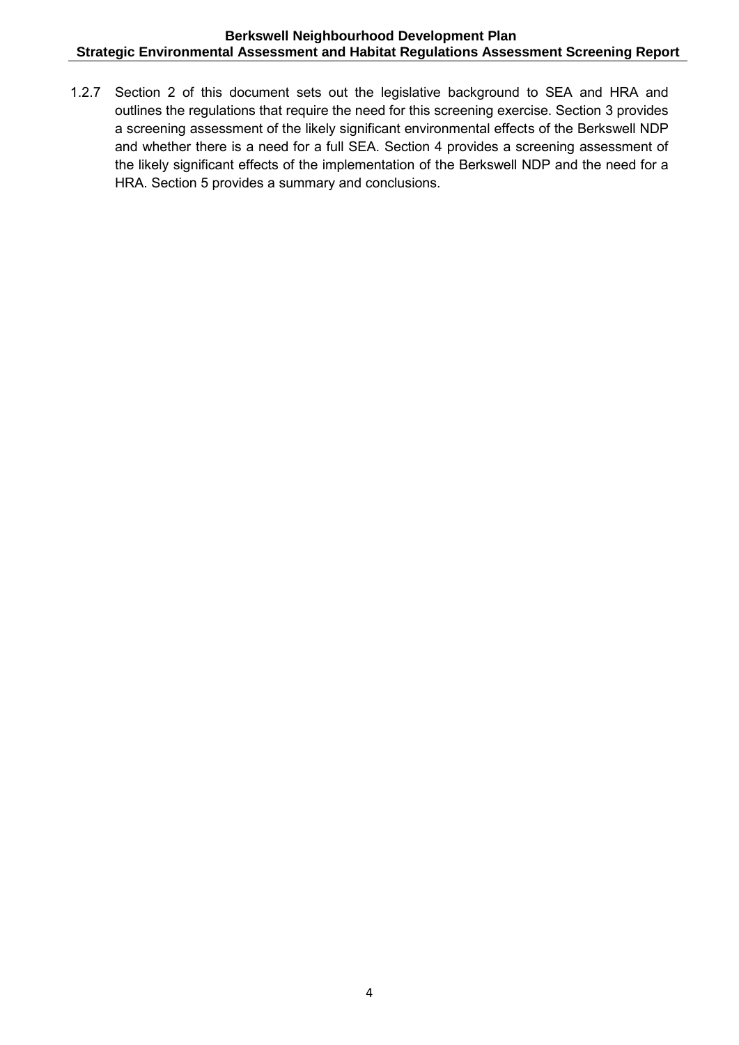1.2.7 Section 2 of this document sets out the legislative background to SEA and HRA and outlines the regulations that require the need for this screening exercise. Section 3 provides a screening assessment of the likely significant environmental effects of the Berkswell NDP and whether there is a need for a full SEA. Section 4 provides a screening assessment of the likely significant effects of the implementation of the Berkswell NDP and the need for a HRA. Section 5 provides a summary and conclusions.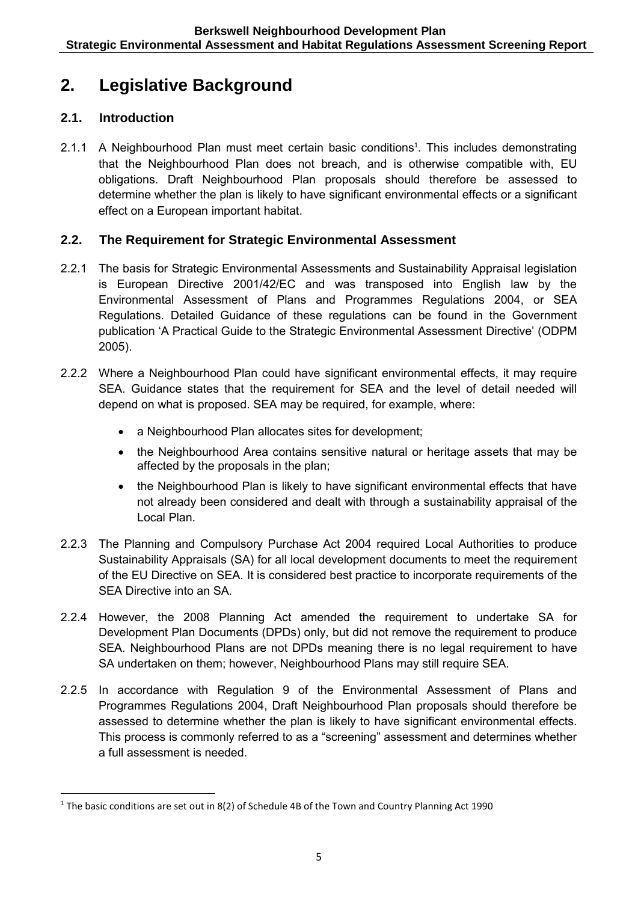# 2. Legislative Background

## 2.1. Introduction

2.1.1 A Neighbourhood Plan must meet certain basic conditions[1]. This includes demonstrating that the Neighbourhood Plan does not breach, and is otherwise compatible with, EU obligations. Draft Neighbourhood Plan proposals should therefore be assessed to determine whether the plan is likely to have significant environmental effects or a significant effect on a European important habitat.

## 2.2. The Requirement for Strategic Environmental Assessment

2.2.1 The basis for Strategic Environmental Assessments and Sustainability Appraisal legislation is European Directive 2001/42/EC and was transposed into English law by the Environmental Assessment of Plans and Programmes Regulations 2004, or SEA Regulations. Detailed Guidance of these regulations can be found in the Government publication 'A Practical Guide to the Strategic Environmental Assessment Directive' (ODPM 2005).

2.2.2 Where a Neighbourhood Plan could have significant environmental effects, it may require SEA. Guidance states that the requirement for SEA and the level of detail needed will depend on what is proposed. SEA may be required, for example, where:

- a Neighbourhood Plan allocates sites for development;
- the Neighbourhood Area contains sensitive natural or heritage assets that may be affected by the proposals in the plan;
- the Neighbourhood Plan is likely to have significant environmental effects that have not already been considered and dealt with through a sustainability appraisal of the Local Plan.

2.2.3 The Planning and Compulsory Purchase Act 2004 required Local Authorities to produce Sustainability Appraisals (SA) for all local development documents to meet the requirement of the EU Directive on SEA. It is considered best practice to incorporate requirements of the SEA Directive into an SA.

2.2.4 However, the 2008 Planning Act amended the requirement to undertake SA for Development Plan Documents (DPDs) only, but did not remove the requirement to produce SEA. Neighbourhood Plans are not DPDs meaning there is no legal requirement to have SA undertaken on them; however, Neighbourhood Plans may still require SEA.

2.2.5 In accordance with Regulation 9 of the Environmental Assessment of Plans and Programmes Regulations 2004, Draft Neighbourhood Plan proposals should therefore be assessed to determine whether the plan is likely to have significant environmental effects. This process is commonly referred to as a "screening" assessment and determines whether a full assessment is needed.

---

[1] The basic conditions are set out in 8(2) of Schedule 4B of the Town and Country Planning Act 1990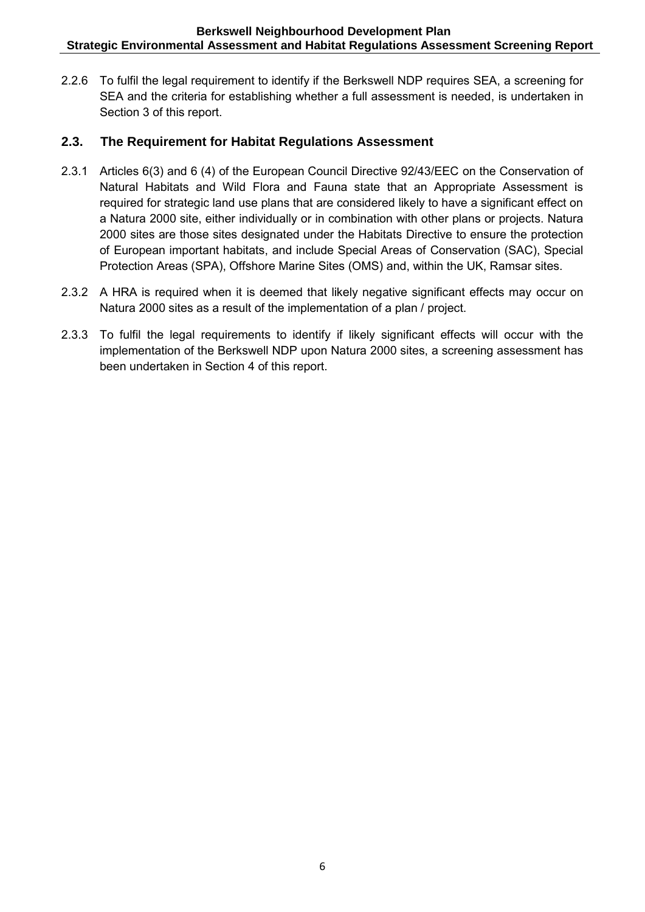2.2.6 To fulfil the legal requirement to identify if the Berkswell NDP requires SEA, a screening for SEA and the criteria for establishing whether a full assessment is needed, is undertaken in Section 3 of this report.

## 2.3. The Requirement for Habitat Regulations Assessment

2.3.1 Articles 6(3) and 6 (4) of the European Council Directive 92/43/EEC on the Conservation of Natural Habitats and Wild Flora and Fauna state that an Appropriate Assessment is required for strategic land use plans that are considered likely to have a significant effect on a Natura 2000 site, either individually or in combination with other plans or projects. Natura 2000 sites are those sites designated under the Habitats Directive to ensure the protection of European important habitats, and include Special Areas of Conservation (SAC), Special Protection Areas (SPA), Offshore Marine Sites (OMS) and, within the UK, Ramsar sites.

2.3.2 A HRA is required when it is deemed that likely negative significant effects may occur on Natura 2000 sites as a result of the implementation of a plan / project.

2.3.3 To fulfil the legal requirements to identify if likely significant effects will occur with the implementation of the Berkswell NDP upon Natura 2000 sites, a screening assessment has been undertaken in Section 4 of this report.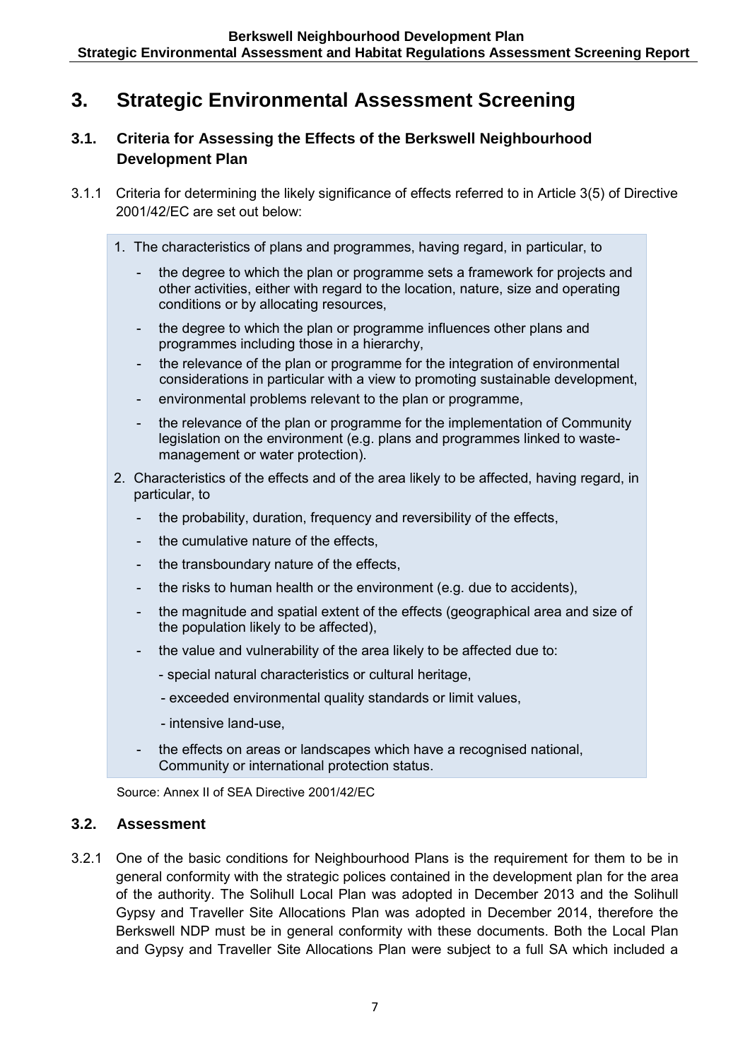# 3. Strategic Environmental Assessment Screening

## 3.1. Criteria for Assessing the Effects of the Berkswell Neighbourhood Development Plan

3.1.1 Criteria for determining the likely significance of effects referred to in Article 3(5) of Directive 2001/42/EC are set out below:

1. The characteristics of plans and programmes, having regard, in particular, to
   - the degree to which the plan or programme sets a framework for projects and other activities, either with regard to the location, nature, size and operating conditions or by allocating resources,
   - the degree to which the plan or programme influences other plans and programmes including those in a hierarchy,
   - the relevance of the plan or programme for the integration of environmental considerations in particular with a view to promoting sustainable development,
   - environmental problems relevant to the plan or programme,
   - the relevance of the plan or programme for the implementation of Community legislation on the environment (e.g. plans and programmes linked to waste-management or water protection).
2. Characteristics of the effects and of the area likely to be affected, having regard, in particular, to
   - the probability, duration, frequency and reversibility of the effects,
   - the cumulative nature of the effects,
   - the transboundary nature of the effects,
   - the risks to human health or the environment (e.g. due to accidents),
   - the magnitude and spatial extent of the effects (geographical area and size of the population likely to be affected),
   - the value and vulnerability of the area likely to be affected due to:
     - special natural characteristics or cultural heritage,
     - exceeded environmental quality standards or limit values,
     - intensive land-use,
   - the effects on areas or landscapes which have a recognised national, Community or international protection status.

Source: Annex II of SEA Directive 2001/42/EC

## 3.2. Assessment

3.2.1 One of the basic conditions for Neighbourhood Plans is the requirement for them to be in general conformity with the strategic polices contained in the development plan for the area of the authority. The Solihull Local Plan was adopted in December 2013 and the Solihull Gypsy and Traveller Site Allocations Plan was adopted in December 2014, therefore the Berkswell NDP must be in general conformity with these documents. Both the Local Plan and Gypsy and Traveller Site Allocations Plan were subject to a full SA which included a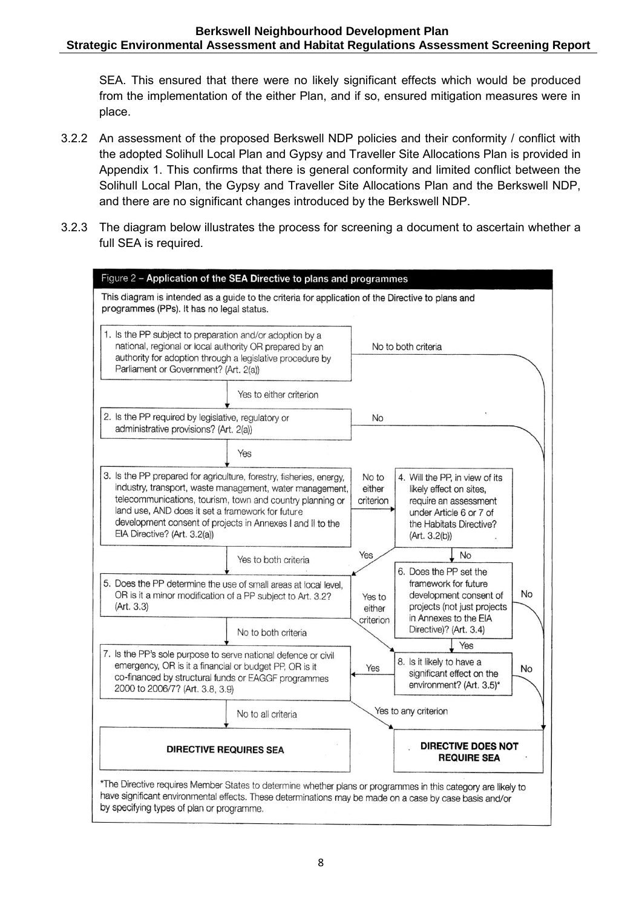SEA. This ensured that there were no likely significant effects which would be produced from the implementation of the either Plan, and if so, ensured mitigation measures were in place.

3.2.2 An assessment of the proposed Berkswell NDP policies and their conformity / conflict with the adopted Solihull Local Plan and Gypsy and Traveller Site Allocations Plan is provided in Appendix 1. This confirms that there is general conformity and limited conflict between the Solihull Local Plan, the Gypsy and Traveller Site Allocations Plan and the Berkswell NDP, and there are no significant changes introduced by the Berkswell NDP.

3.2.3 The diagram below illustrates the process for screening a document to ascertain whether a full SEA is required.

**Figure 2 – Application of the SEA Directive to plans and programmes**

This diagram is intended as a guide to the criteria for application of the Directive to plans and programmes (PPs). It has no legal status.

1. Is the PP subject to preparation and/or adoption by a national, regional or local authority OR prepared by an authority for adoption through a legislative procedure by Parliament or Government? (Art. 2(a))
   - No to both criteria → DIRECTIVE DOES NOT REQUIRE SEA
   - Yes to either criterion → 2

2. Is the PP required by legislative, regulatory or administrative provisions? (Art. 2(a))
   - No → DIRECTIVE DOES NOT REQUIRE SEA
   - Yes → 3

3. Is the PP prepared for agriculture, forestry, fisheries, energy, industry, transport, waste management, water management, telecommunications, tourism, town and country planning or land use, AND does it set a framework for future development consent of projects in Annexes I and II to the EIA Directive? (Art. 3.2(a))
   - No to either criterion → 4
   - Yes to both criteria → 5

4. Will the PP, in view of its likely effect on sites, require an assessment under Article 6 or 7 of the Habitats Directive? (Art. 3.2(b))
   - Yes → 5
   - No → 6

5. Does the PP determine the use of small areas at local level, OR is it a minor modification of a PP subject to Art. 3.2? (Art. 3.3)
   - Yes to either criterion → 8
   - No to both criteria → 7

6. Does the PP set the framework for future development consent of projects (not just projects in Annexes to the EIA Directive)? (Art. 3.4)
   - No → DIRECTIVE DOES NOT REQUIRE SEA
   - Yes → 8

7. Is the PP's sole purpose to serve national defence or civil emergency, OR is it a financial or budget PP, OR is it co-financed by structural funds or EAGGF programmes 2000 to 2006/7? (Art. 3.8, 3.9)
   - No to all criteria → DIRECTIVE REQUIRES SEA
   - Yes to any criterion → DIRECTIVE DOES NOT REQUIRE SEA

8. Is it likely to have a significant effect on the environment? (Art. 3.5)*
   - Yes → 7
   - No → DIRECTIVE DOES NOT REQUIRE SEA

**DIRECTIVE REQUIRES SEA** | **DIRECTIVE DOES NOT REQUIRE SEA**

*The Directive requires Member States to determine whether plans or programmes in this category are likely to have significant environmental effects. These determinations may be made on a case by case basis and/or by specifying types of plan or programme.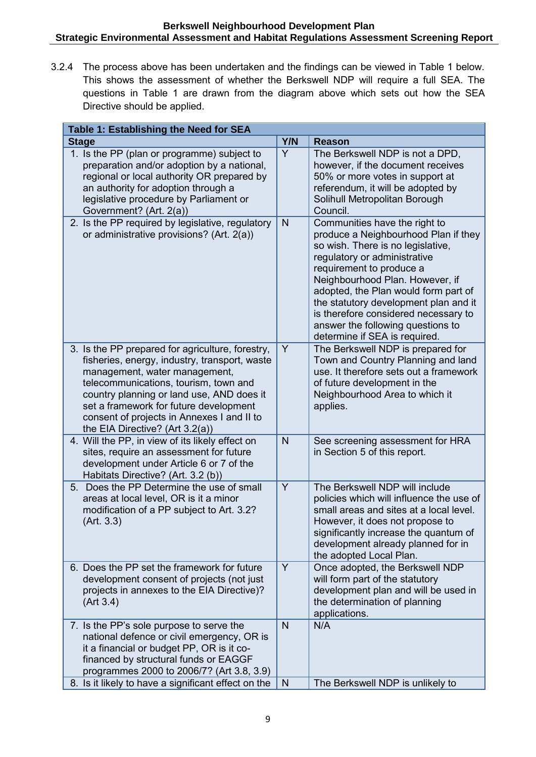3.2.4 The process above has been undertaken and the findings can be viewed in Table 1 below. This shows the assessment of whether the Berkswell NDP will require a full SEA. The questions in Table 1 are drawn from the diagram above which sets out how the SEA Directive should be applied.

| **Table 1: Establishing the Need for SEA** | | |
|---|---|---|
| **Stage** | **Y/N** | **Reason** |
| 1. Is the PP (plan or programme) subject to preparation and/or adoption by a national, regional or local authority OR prepared by an authority for adoption through a legislative procedure by Parliament or Government? (Art. 2(a)) | Y | The Berkswell NDP is not a DPD, however, if the document receives 50% or more votes in support at referendum, it will be adopted by Solihull Metropolitan Borough Council. |
| 2. Is the PP required by legislative, regulatory or administrative provisions? (Art. 2(a)) | N | Communities have the right to produce a Neighbourhood Plan if they so wish. There is no legislative, regulatory or administrative requirement to produce a Neighbourhood Plan. However, if adopted, the Plan would form part of the statutory development plan and it is therefore considered necessary to answer the following questions to determine if SEA is required. |
| 3. Is the PP prepared for agriculture, forestry, fisheries, energy, industry, transport, waste management, water management, telecommunications, tourism, town and country planning or land use, AND does it set a framework for future development consent of projects in Annexes I and II to the EIA Directive? (Art 3.2(a)) | Y | The Berkswell NDP is prepared for Town and Country Planning and land use. It therefore sets out a framework of future development in the Neighbourhood Area to which it applies. |
| 4. Will the PP, in view of its likely effect on sites, require an assessment for future development under Article 6 or 7 of the Habitats Directive? (Art. 3.2 (b)) | N | See screening assessment for HRA in Section 5 of this report. |
| 5. Does the PP Determine the use of small areas at local level, OR is it a minor modification of a PP subject to Art. 3.2? (Art. 3.3) | Y | The Berkswell NDP will include policies which will influence the use of small areas and sites at a local level. However, it does not propose to significantly increase the quantum of development already planned for in the adopted Local Plan. |
| 6. Does the PP set the framework for future development consent of projects (not just projects in annexes to the EIA Directive)? (Art 3.4) | Y | Once adopted, the Berkswell NDP will form part of the statutory development plan and will be used in the determination of planning applications. |
| 7. Is the PP's sole purpose to serve the national defence or civil emergency, OR is it a financial or budget PP, OR is it co-financed by structural funds or EAGGF programmes 2000 to 2006/7? (Art 3.8, 3.9) | N | N/A |
| 8. Is it likely to have a significant effect on the | N | The Berkswell NDP is unlikely to |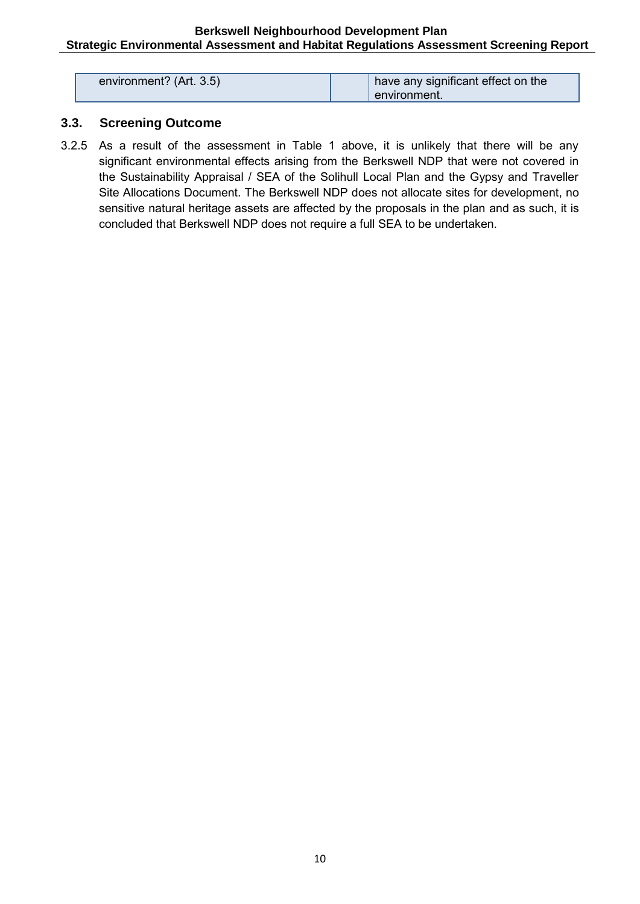| environment? (Art. 3.5) | | have any significant effect on the environment. |
|---|---|---|

## 3.3. Screening Outcome

3.2.5 As a result of the assessment in Table 1 above, it is unlikely that there will be any significant environmental effects arising from the Berkswell NDP that were not covered in the Sustainability Appraisal / SEA of the Solihull Local Plan and the Gypsy and Traveller Site Allocations Document. The Berkswell NDP does not allocate sites for development, no sensitive natural heritage assets are affected by the proposals in the plan and as such, it is concluded that Berkswell NDP does not require a full SEA to be undertaken.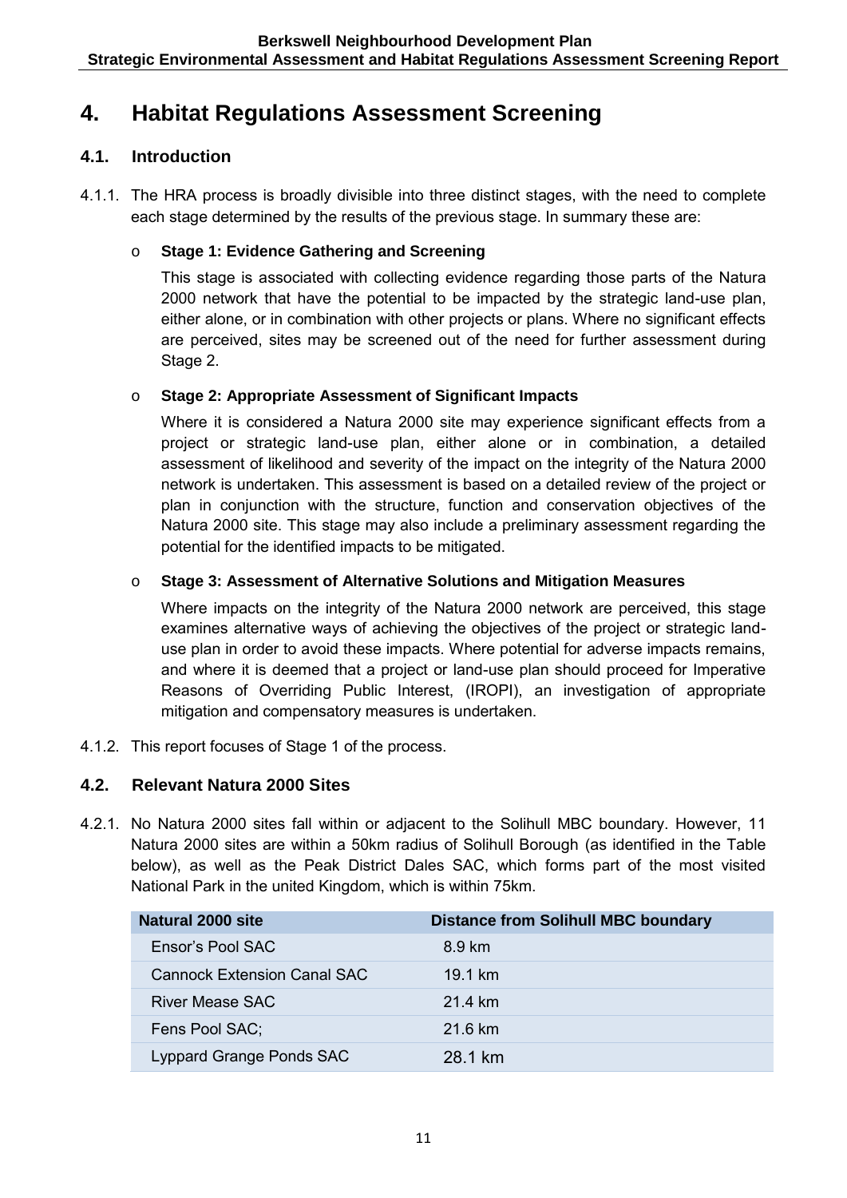# 4. Habitat Regulations Assessment Screening

## 4.1. Introduction

4.1.1. The HRA process is broadly divisible into three distinct stages, with the need to complete each stage determined by the results of the previous stage. In summary these are:

- **Stage 1: Evidence Gathering and Screening**

  This stage is associated with collecting evidence regarding those parts of the Natura 2000 network that have the potential to be impacted by the strategic land-use plan, either alone, or in combination with other projects or plans. Where no significant effects are perceived, sites may be screened out of the need for further assessment during Stage 2.

- **Stage 2: Appropriate Assessment of Significant Impacts**

  Where it is considered a Natura 2000 site may experience significant effects from a project or strategic land-use plan, either alone or in combination, a detailed assessment of likelihood and severity of the impact on the integrity of the Natura 2000 network is undertaken. This assessment is based on a detailed review of the project or plan in conjunction with the structure, function and conservation objectives of the Natura 2000 site. This stage may also include a preliminary assessment regarding the potential for the identified impacts to be mitigated.

- **Stage 3: Assessment of Alternative Solutions and Mitigation Measures**

  Where impacts on the integrity of the Natura 2000 network are perceived, this stage examines alternative ways of achieving the objectives of the project or strategic land-use plan in order to avoid these impacts. Where potential for adverse impacts remains, and where it is deemed that a project or land-use plan should proceed for Imperative Reasons of Overriding Public Interest, (IROPI), an investigation of appropriate mitigation and compensatory measures is undertaken.

4.1.2. This report focuses of Stage 1 of the process.

## 4.2. Relevant Natura 2000 Sites

4.2.1. No Natura 2000 sites fall within or adjacent to the Solihull MBC boundary. However, 11 Natura 2000 sites are within a 50km radius of Solihull Borough (as identified in the Table below), as well as the Peak District Dales SAC, which forms part of the most visited National Park in the united Kingdom, which is within 75km.

| Natural 2000 site | Distance from Solihull MBC boundary |
|---|---|
| Ensor's Pool SAC | 8.9 km |
| Cannock Extension Canal SAC | 19.1 km |
| River Mease SAC | 21.4 km |
| Fens Pool SAC; | 21.6 km |
| Lyppard Grange Ponds SAC | 28.1 km |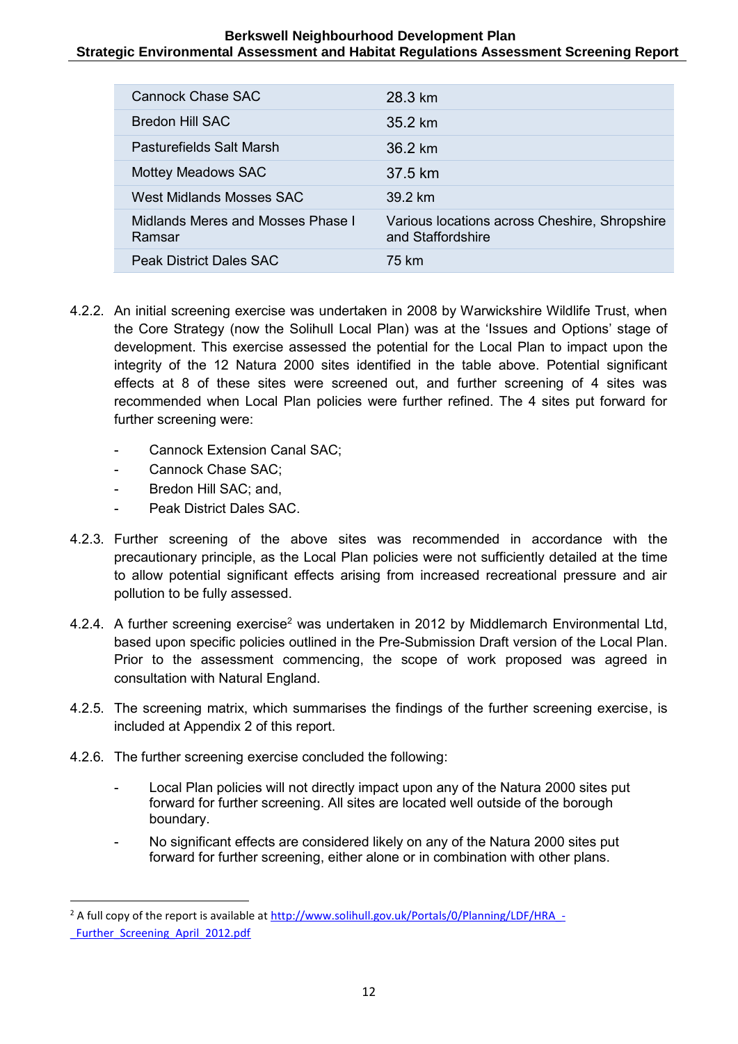| | |
|---|---|
| Cannock Chase SAC | 28.3 km |
| Bredon Hill SAC | 35.2 km |
| Pasturefields Salt Marsh | 36.2 km |
| Mottey Meadows SAC | 37.5 km |
| West Midlands Mosses SAC | 39.2 km |
| Midlands Meres and Mosses Phase I Ramsar | Various locations across Cheshire, Shropshire and Staffordshire |
| Peak District Dales SAC | 75 km |

4.2.2. An initial screening exercise was undertaken in 2008 by Warwickshire Wildlife Trust, when the Core Strategy (now the Solihull Local Plan) was at the 'Issues and Options' stage of development. This exercise assessed the potential for the Local Plan to impact upon the integrity of the 12 Natura 2000 sites identified in the table above. Potential significant effects at 8 of these sites were screened out, and further screening of 4 sites was recommended when Local Plan policies were further refined. The 4 sites put forward for further screening were:

- Cannock Extension Canal SAC;
- Cannock Chase SAC;
- Bredon Hill SAC; and,
- Peak District Dales SAC.

4.2.3. Further screening of the above sites was recommended in accordance with the precautionary principle, as the Local Plan policies were not sufficiently detailed at the time to allow potential significant effects arising from increased recreational pressure and air pollution to be fully assessed.

4.2.4. A further screening exercise[2] was undertaken in 2012 by Middlemarch Environmental Ltd, based upon specific policies outlined in the Pre-Submission Draft version of the Local Plan. Prior to the assessment commencing, the scope of work proposed was agreed in consultation with Natural England.

4.2.5. The screening matrix, which summarises the findings of the further screening exercise, is included at Appendix 2 of this report.

4.2.6. The further screening exercise concluded the following:

- Local Plan policies will not directly impact upon any of the Natura 2000 sites put forward for further screening. All sites are located well outside of the borough boundary.
- No significant effects are considered likely on any of the Natura 2000 sites put forward for further screening, either alone or in combination with other plans.

[2] A full copy of the report is available at http://www.solihull.gov.uk/Portals/0/Planning/LDF/HRA_-_Further_Screening_April_2012.pdf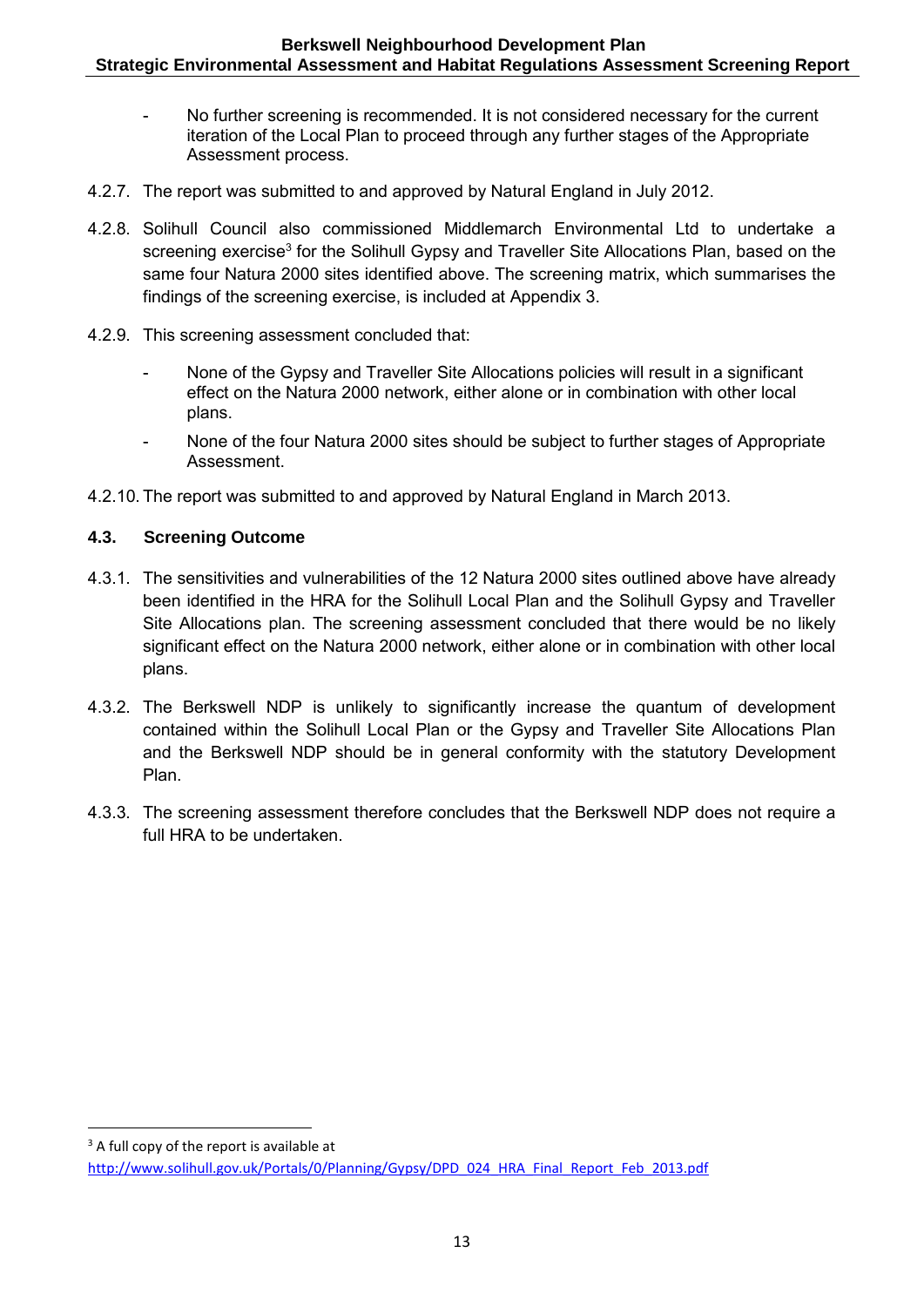- No further screening is recommended. It is not considered necessary for the current iteration of the Local Plan to proceed through any further stages of the Appropriate Assessment process.

4.2.7. The report was submitted to and approved by Natural England in July 2012.

4.2.8. Solihull Council also commissioned Middlemarch Environmental Ltd to undertake a screening exercise[3] for the Solihull Gypsy and Traveller Site Allocations Plan, based on the same four Natura 2000 sites identified above. The screening matrix, which summarises the findings of the screening exercise, is included at Appendix 3.

4.2.9. This screening assessment concluded that:

- None of the Gypsy and Traveller Site Allocations policies will result in a significant effect on the Natura 2000 network, either alone or in combination with other local plans.
- None of the four Natura 2000 sites should be subject to further stages of Appropriate Assessment.

4.2.10. The report was submitted to and approved by Natural England in March 2013.

## 4.3. Screening Outcome

4.3.1. The sensitivities and vulnerabilities of the 12 Natura 2000 sites outlined above have already been identified in the HRA for the Solihull Local Plan and the Solihull Gypsy and Traveller Site Allocations plan. The screening assessment concluded that there would be no likely significant effect on the Natura 2000 network, either alone or in combination with other local plans.

4.3.2. The Berkswell NDP is unlikely to significantly increase the quantum of development contained within the Solihull Local Plan or the Gypsy and Traveller Site Allocations Plan and the Berkswell NDP should be in general conformity with the statutory Development Plan.

4.3.3. The screening assessment therefore concludes that the Berkswell NDP does not require a full HRA to be undertaken.

---

[3] A full copy of the report is available at http://www.solihull.gov.uk/Portals/0/Planning/Gypsy/DPD_024_HRA_Final_Report_Feb_2013.pdf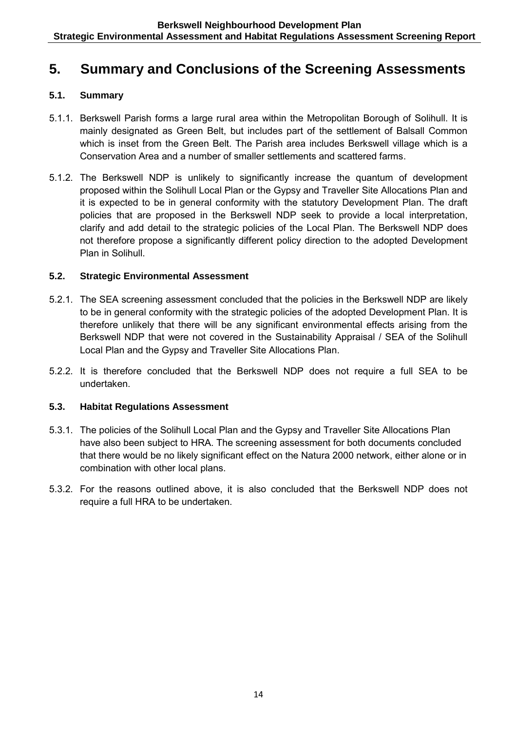# 5. Summary and Conclusions of the Screening Assessments

## 5.1. Summary

5.1.1. Berkswell Parish forms a large rural area within the Metropolitan Borough of Solihull. It is mainly designated as Green Belt, but includes part of the settlement of Balsall Common which is inset from the Green Belt. The Parish area includes Berkswell village which is a Conservation Area and a number of smaller settlements and scattered farms.

5.1.2. The Berkswell NDP is unlikely to significantly increase the quantum of development proposed within the Solihull Local Plan or the Gypsy and Traveller Site Allocations Plan and it is expected to be in general conformity with the statutory Development Plan. The draft policies that are proposed in the Berkswell NDP seek to provide a local interpretation, clarify and add detail to the strategic policies of the Local Plan. The Berkswell NDP does not therefore propose a significantly different policy direction to the adopted Development Plan in Solihull.

## 5.2. Strategic Environmental Assessment

5.2.1. The SEA screening assessment concluded that the policies in the Berkswell NDP are likely to be in general conformity with the strategic policies of the adopted Development Plan. It is therefore unlikely that there will be any significant environmental effects arising from the Berkswell NDP that were not covered in the Sustainability Appraisal / SEA of the Solihull Local Plan and the Gypsy and Traveller Site Allocations Plan.

5.2.2. It is therefore concluded that the Berkswell NDP does not require a full SEA to be undertaken.

## 5.3. Habitat Regulations Assessment

5.3.1. The policies of the Solihull Local Plan and the Gypsy and Traveller Site Allocations Plan have also been subject to HRA. The screening assessment for both documents concluded that there would be no likely significant effect on the Natura 2000 network, either alone or in combination with other local plans.

5.3.2. For the reasons outlined above, it is also concluded that the Berkswell NDP does not require a full HRA to be undertaken.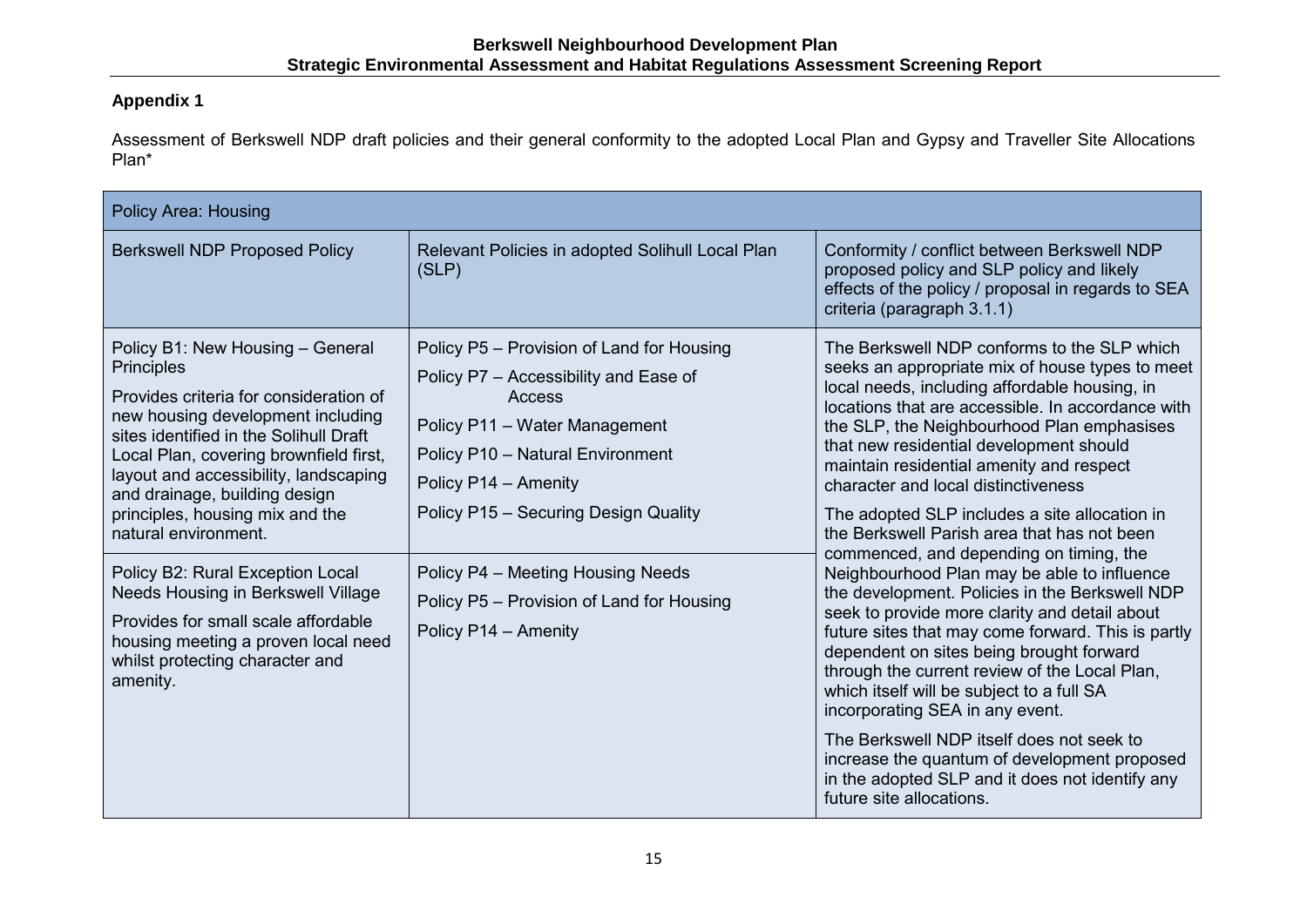## Appendix 1

Assessment of Berkswell NDP draft policies and their general conformity to the adopted Local Plan and Gypsy and Traveller Site Allocations Plan*

| Policy Area: Housing | | |
|---|---|---|
| **Berkswell NDP Proposed Policy** | **Relevant Policies in adopted Solihull Local Plan (SLP)** | **Conformity / conflict between Berkswell NDP proposed policy and SLP policy and likely effects of the policy / proposal in regards to SEA criteria (paragraph 3.1.1)** |
| Policy B1: New Housing – General Principles<br><br>Provides criteria for consideration of new housing development including sites identified in the Solihull Draft Local Plan, covering brownfield first, layout and accessibility, landscaping and drainage, building design principles, housing mix and the natural environment. | Policy P5 – Provision of Land for Housing<br>Policy P7 – Accessibility and Ease of Access<br>Policy P11 – Water Management<br>Policy P10 – Natural Environment<br>Policy P14 – Amenity<br>Policy P15 – Securing Design Quality | The Berkswell NDP conforms to the SLP which seeks an appropriate mix of house types to meet local needs, including affordable housing, in locations that are accessible. In accordance with the SLP, the Neighbourhood Plan emphasises that new residential development should maintain residential amenity and respect character and local distinctiveness<br><br>The adopted SLP includes a site allocation in the Berkswell Parish area that has not been commenced, and depending on timing, the Neighbourhood Plan may be able to influence the development. Policies in the Berkswell NDP seek to provide more clarity and detail about future sites that may come forward. This is partly dependent on sites being brought forward through the current review of the Local Plan, which itself will be subject to a full SA incorporating SEA in any event.<br><br>The Berkswell NDP itself does not seek to increase the quantum of development proposed in the adopted SLP and it does not identify any future site allocations. |
| Policy B2: Rural Exception Local Needs Housing in Berkswell Village<br><br>Provides for small scale affordable housing meeting a proven local need whilst protecting character and amenity. | Policy P4 – Meeting Housing Needs<br>Policy P5 – Provision of Land for Housing<br>Policy P14 – Amenity | |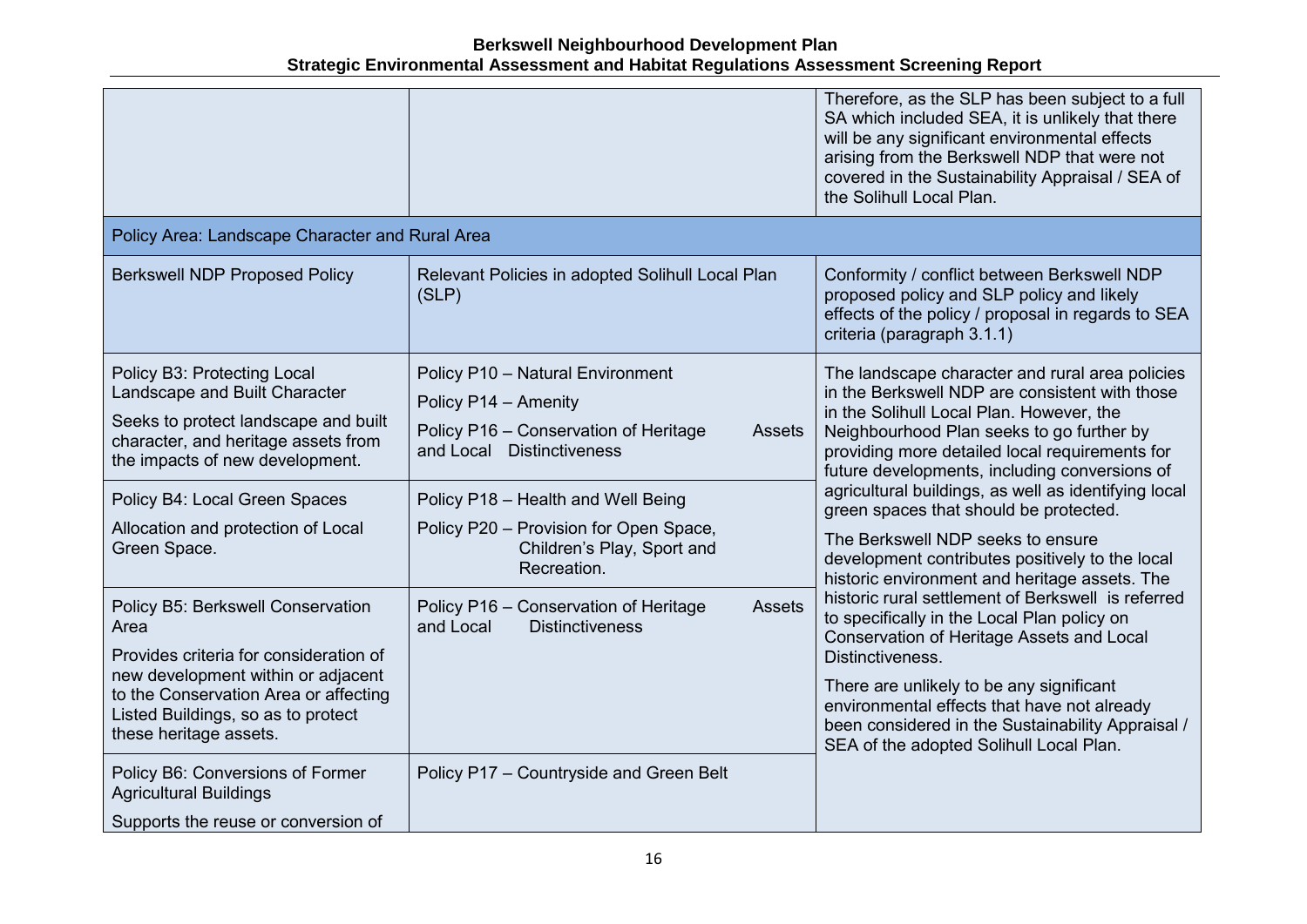| | | |
|---|---|---|
| | | Therefore, as the SLP has been subject to a full SA which included SEA, it is unlikely that there will be any significant environmental effects arising from the Berkswell NDP that were not covered in the Sustainability Appraisal / SEA of the Solihull Local Plan. |
| Policy Area: Landscape Character and Rural Area | | |
| Berkswell NDP Proposed Policy | Relevant Policies in adopted Solihull Local Plan (SLP) | Conformity / conflict between Berkswell NDP proposed policy and SLP policy and likely effects of the policy / proposal in regards to SEA criteria (paragraph 3.1.1) |
| Policy B3: Protecting Local Landscape and Built Character<br><br>Seeks to protect landscape and built character, and heritage assets from the impacts of new development. | Policy P10 – Natural Environment<br><br>Policy P14 – Amenity<br><br>Policy P16 – Conservation of Heritage Assets and Local Distinctiveness | The landscape character and rural area policies in the Berkswell NDP are consistent with those in the Solihull Local Plan. However, the Neighbourhood Plan seeks to go further by providing more detailed local requirements for future developments, including conversions of agricultural buildings, as well as identifying local green spaces that should be protected.<br><br>The Berkswell NDP seeks to ensure development contributes positively to the local historic environment and heritage assets. The historic rural settlement of Berkswell is referred to specifically in the Local Plan policy on Conservation of Heritage Assets and Local Distinctiveness.<br><br>There are unlikely to be any significant environmental effects that have not already been considered in the Sustainability Appraisal / SEA of the adopted Solihull Local Plan. |
| Policy B4: Local Green Spaces<br><br>Allocation and protection of Local Green Space. | Policy P18 – Health and Well Being<br><br>Policy P20 – Provision for Open Space, Children's Play, Sport and Recreation. | |
| Policy B5: Berkswell Conservation Area<br><br>Provides criteria for consideration of new development within or adjacent to the Conservation Area or affecting Listed Buildings, so as to protect these heritage assets. | Policy P16 – Conservation of Heritage Assets and Local Distinctiveness | |
| Policy B6: Conversions of Former Agricultural Buildings<br><br>Supports the reuse or conversion of | Policy P17 – Countryside and Green Belt | |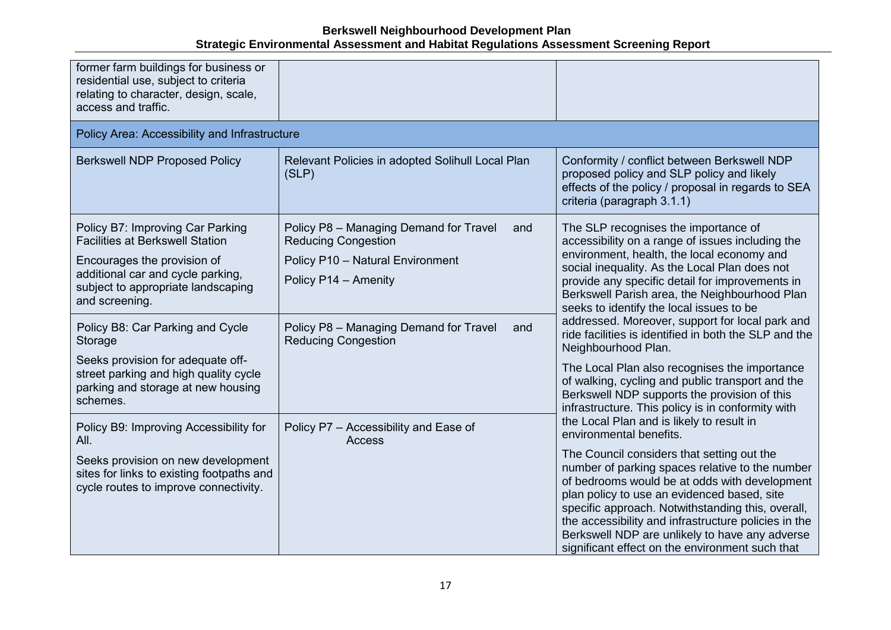| | | |
|---|---|---|
| former farm buildings for business or residential use, subject to criteria relating to character, design, scale, access and traffic. | | |
| **Policy Area: Accessibility and Infrastructure** | | |
| Berkswell NDP Proposed Policy | Relevant Policies in adopted Solihull Local Plan (SLP) | Conformity / conflict between Berkswell NDP proposed policy and SLP policy and likely effects of the policy / proposal in regards to SEA criteria (paragraph 3.1.1) |
| Policy B7: Improving Car Parking Facilities at Berkswell Station<br><br>Encourages the provision of additional car and cycle parking, subject to appropriate landscaping and screening. | Policy P8 – Managing Demand for Travel and Reducing Congestion<br><br>Policy P10 – Natural Environment<br><br>Policy P14 – Amenity | The SLP recognises the importance of accessibility on a range of issues including the environment, health, the local economy and social inequality. As the Local Plan does not provide any specific detail for improvements in Berkswell Parish area, the Neighbourhood Plan seeks to identify the local issues to be addressed. Moreover, support for local park and ride facilities is identified in both the SLP and the Neighbourhood Plan.<br><br>The Local Plan also recognises the importance of walking, cycling and public transport and the Berkswell NDP supports the provision of this infrastructure. This policy is in conformity with the Local Plan and is likely to result in environmental benefits.<br><br>The Council considers that setting out the number of parking spaces relative to the number of bedrooms would be at odds with development plan policy to use an evidenced based, site specific approach. Notwithstanding this, overall, the accessibility and infrastructure policies in the Berkswell NDP are unlikely to have any adverse significant effect on the environment such that |
| Policy B8: Car Parking and Cycle Storage<br><br>Seeks provision for adequate off-street parking and high quality cycle parking and storage at new housing schemes. | Policy P8 – Managing Demand for Travel and Reducing Congestion | |
| Policy B9: Improving Accessibility for All.<br><br>Seeks provision on new development sites for links to existing footpaths and cycle routes to improve connectivity. | Policy P7 – Accessibility and Ease of Access | |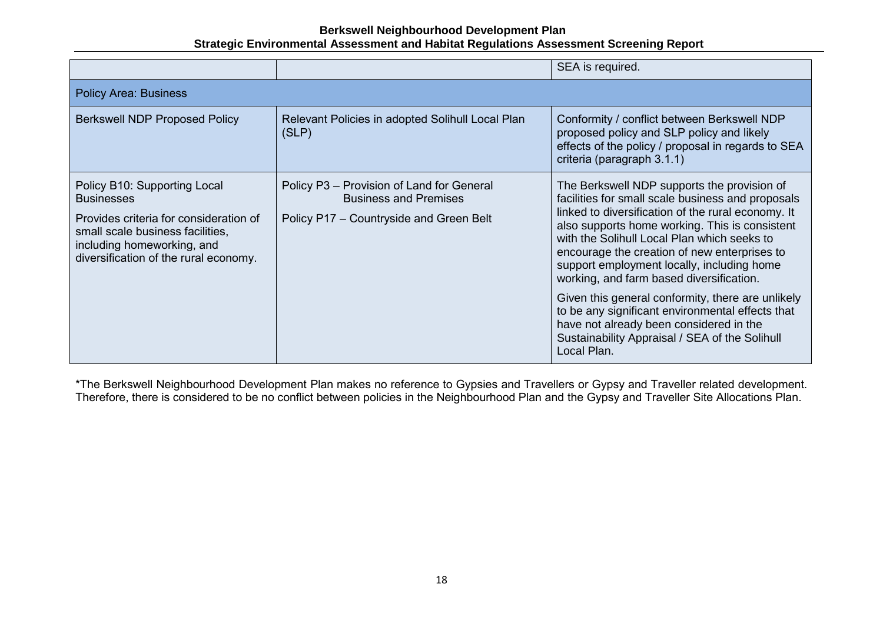| | | |
|---|---|---|
| | | SEA is required. |
| **Policy Area: Business** | | |
| Berkswell NDP Proposed Policy | Relevant Policies in adopted Solihull Local Plan (SLP) | Conformity / conflict between Berkswell NDP proposed policy and SLP policy and likely effects of the policy / proposal in regards to SEA criteria (paragraph 3.1.1) |
| Policy B10: Supporting Local Businesses<br><br>Provides criteria for consideration of small scale business facilities, including homeworking, and diversification of the rural economy. | Policy P3 – Provision of Land for General Business and Premises<br><br>Policy P17 – Countryside and Green Belt | The Berkswell NDP supports the provision of facilities for small scale business and proposals linked to diversification of the rural economy. It also supports home working. This is consistent with the Solihull Local Plan which seeks to encourage the creation of new enterprises to support employment locally, including home working, and farm based diversification.<br><br>Given this general conformity, there are unlikely to be any significant environmental effects that have not already been considered in the Sustainability Appraisal / SEA of the Solihull Local Plan. |

*The Berkswell Neighbourhood Development Plan makes no reference to Gypsies and Travellers or Gypsy and Traveller related development. Therefore, there is considered to be no conflict between policies in the Neighbourhood Plan and the Gypsy and Traveller Site Allocations Plan.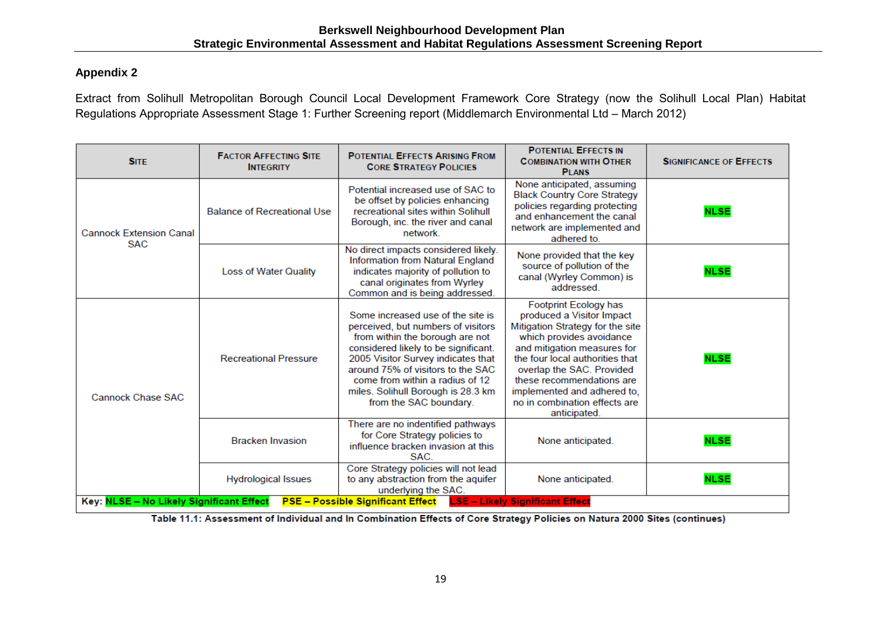## Appendix 2

Extract from Solihull Metropolitan Borough Council Local Development Framework Core Strategy (now the Solihull Local Plan) Habitat Regulations Appropriate Assessment Stage 1: Further Screening report (Middlemarch Environmental Ltd – March 2012)

| Site | Factor Affecting Site Integrity | Potential Effects Arising From Core Strategy Policies | Potential Effects in Combination with Other Plans | Significance of Effects |
|---|---|---|---|---|
| Cannock Extension Canal SAC | Balance of Recreational Use | Potential increased use of SAC to be offset by policies enhancing recreational sites within Solihull Borough, inc. the river and canal network. | None anticipated, assuming Black Country Core Strategy policies regarding protecting and enhancement the canal network are implemented and adhered to. | NLSE |
| | Loss of Water Quality | No direct impacts considered likely. Information from Natural England indicates majority of pollution to canal originates from Wyrley Common and is being addressed. | None provided that the key source of pollution of the canal (Wyrley Common) is addressed. | NLSE |
| Cannock Chase SAC | Recreational Pressure | Some increased use of the site is perceived, but numbers of visitors from within the borough are not considered likely to be significant. 2005 Visitor Survey indicates that around 75% of visitors to the SAC come from within a radius of 12 miles. Solihull Borough is 28.3 km from the SAC boundary. | Footprint Ecology has produced a Visitor Impact Mitigation Strategy for the site which provides avoidance and mitigation measures for the four local authorities that overlap the SAC. Provided these recommendations are implemented and adhered to, no in combination effects are anticipated. | NLSE |
| | Bracken Invasion | There are no indentified pathways for Core Strategy policies to influence bracken invasion at this SAC. | None anticipated. | NLSE |
| | Hydrological Issues | Core Strategy policies will not lead to any abstraction from the aquifer underlying the SAC. | None anticipated. | NLSE |
| Key: NLSE – No Likely Significant Effect  PSE – Possible Significant Effect  LSE – Likely Significant Effect | | | | |

**Table 11.1: Assessment of Individual and In Combination Effects of Core Strategy Policies on Natura 2000 Sites (continues)**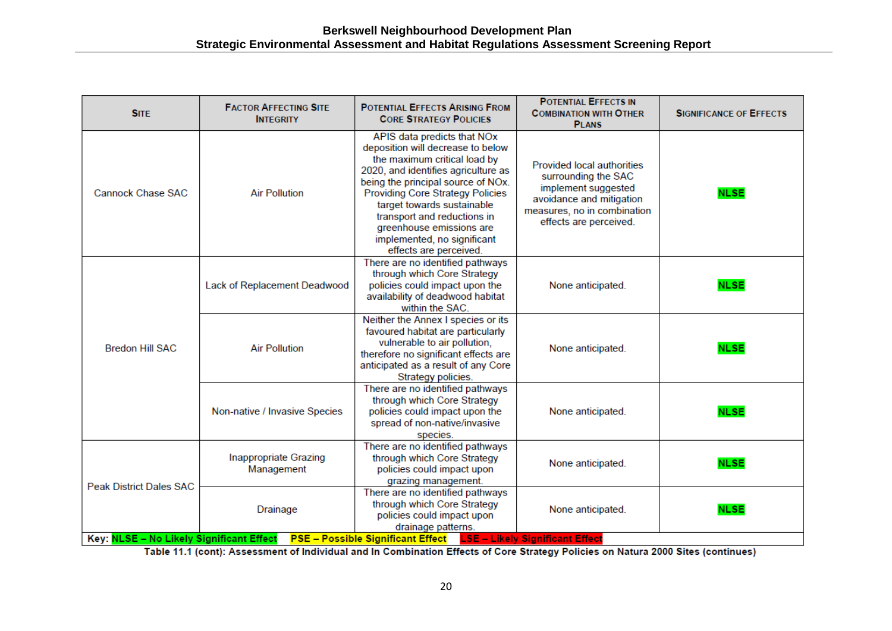| Site | Factor Affecting Site Integrity | Potential Effects Arising From Core Strategy Policies | Potential Effects in Combination with Other Plans | Significance of Effects |
|---|---|---|---|---|
| Cannock Chase SAC | Air Pollution | APIS data predicts that NOx deposition will decrease to below the maximum critical load by 2020, and identifies agriculture as being the principal source of NOx. Providing Core Strategy Policies target towards sustainable transport and reductions in greenhouse emissions are implemented, no significant effects are perceived. | Provided local authorities surrounding the SAC implement suggested avoidance and mitigation measures, no in combination effects are perceived. | NLSE |
| Bredon Hill SAC | Lack of Replacement Deadwood | There are no identified pathways through which Core Strategy policies could impact upon the availability of deadwood habitat within the SAC. | None anticipated. | NLSE |
| | Air Pollution | Neither the Annex I species or its favoured habitat are particularly vulnerable to air pollution, therefore no significant effects are anticipated as a result of any Core Strategy policies. | None anticipated. | NLSE |
| | Non-native / Invasive Species | There are no identified pathways through which Core Strategy policies could impact upon the spread of non-native/invasive species. | None anticipated. | NLSE |
| Peak District Dales SAC | Inappropriate Grazing Management | There are no identified pathways through which Core Strategy policies could impact upon grazing management. | None anticipated. | NLSE |
| | Drainage | There are no identified pathways through which Core Strategy policies could impact upon drainage patterns. | None anticipated. | NLSE |

**Key: NLSE – No Likely Significant Effect  PSE – Possible Significant Effect  LSE – Likely Significant Effect**

**Table 11.1 (cont): Assessment of Individual and In Combination Effects of Core Strategy Policies on Natura 2000 Sites (continues)**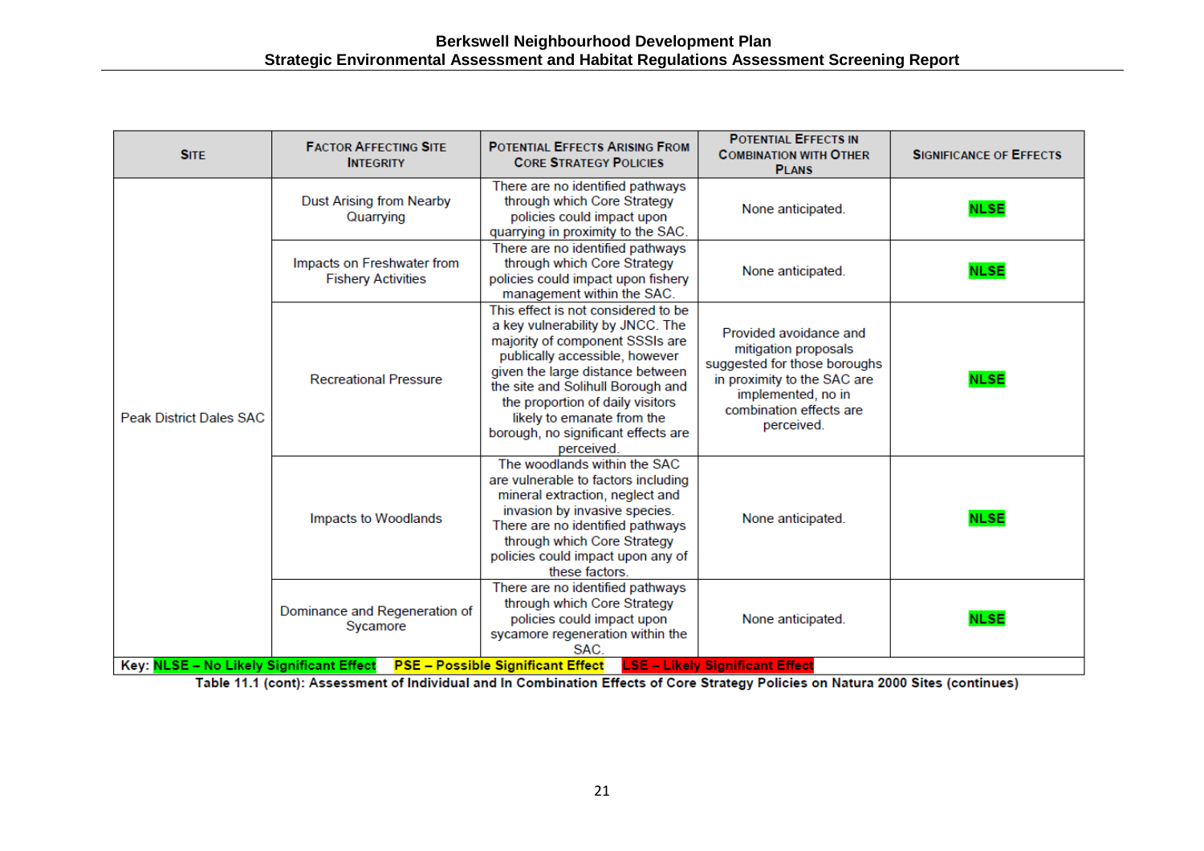| Site | Factor Affecting Site Integrity | Potential Effects Arising From Core Strategy Policies | Potential Effects in Combination with Other Plans | Significance of Effects |
|---|---|---|---|---|
| Peak District Dales SAC | Dust Arising from Nearby Quarrying | There are no identified pathways through which Core Strategy policies could impact upon quarrying in proximity to the SAC. | None anticipated. | NLSE |
| | Impacts on Freshwater from Fishery Activities | There are no identified pathways through which Core Strategy policies could impact upon fishery management within the SAC. | None anticipated. | NLSE |
| | Recreational Pressure | This effect is not considered to be a key vulnerability by JNCC. The majority of component SSSIs are publically accessible, however given the large distance between the site and Solihull Borough and the proportion of daily visitors likely to emanate from the borough, no significant effects are perceived. | Provided avoidance and mitigation proposals suggested for those boroughs in proximity to the SAC are implemented, no in combination effects are perceived. | NLSE |
| | Impacts to Woodlands | The woodlands within the SAC are vulnerable to factors including mineral extraction, neglect and invasion by invasive species. There are no identified pathways through which Core Strategy policies could impact upon any of these factors. | None anticipated. | NLSE |
| | Dominance and Regeneration of Sycamore | There are no identified pathways through which Core Strategy policies could impact upon sycamore regeneration within the SAC. | None anticipated. | NLSE |

**Key:** **NLSE – No Likely Significant Effect** **PSE – Possible Significant Effect** **LSE – Likely Significant Effect**

**Table 11.1 (cont): Assessment of Individual and In Combination Effects of Core Strategy Policies on Natura 2000 Sites (continues)**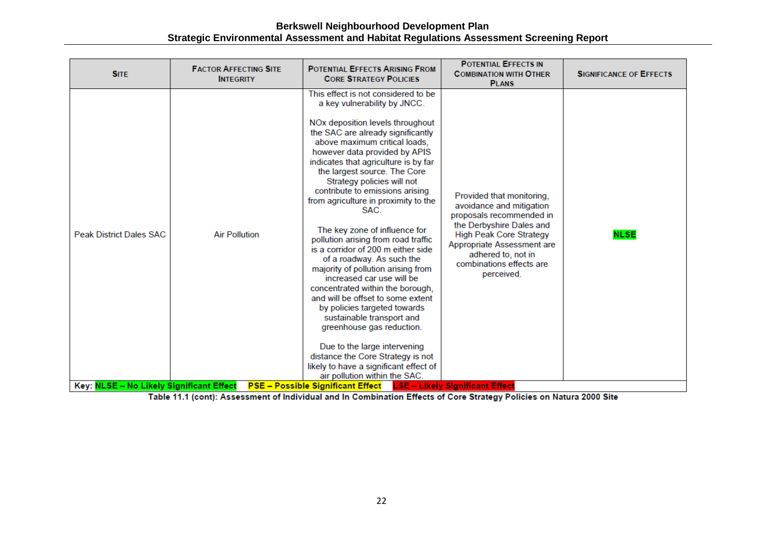| **Site** | **Factor Affecting Site Integrity** | **Potential Effects Arising From Core Strategy Policies** | **Potential Effects in Combination with Other Plans** | **Significance of Effects** |
|---|---|---|---|---|
| Peak District Dales SAC | Air Pollution | This effect is not considered to be a key vulnerability by JNCC.<br><br>NOx deposition levels throughout the SAC are already significantly above maximum critical loads, however data provided by APIS indicates that agriculture is by far the largest source. The Core Strategy policies will not contribute to emissions arising from agriculture in proximity to the SAC.<br><br>The key zone of influence for pollution arising from road traffic is a corridor of 200 m either side of a roadway. As such the majority of pollution arising from increased car use will be concentrated within the borough, and will be offset to some extent by policies targeted towards sustainable transport and greenhouse gas reduction.<br><br>Due to the large intervening distance the Core Strategy is not likely to have a significant effect of air pollution within the SAC. | Provided that monitoring, avoidance and mitigation proposals recommended in the Derbyshire Dales and High Peak Core Strategy Appropriate Assessment are adhered to, not in combinations effects are perceived. | **NLSE** |

**Key: NLSE – No Likely Significant Effect PSE – Possible Significant Effect LSE – Likely Significant Effect**

**Table 11.1 (cont): Assessment of Individual and In Combination Effects of Core Strategy Policies on Natura 2000 Site**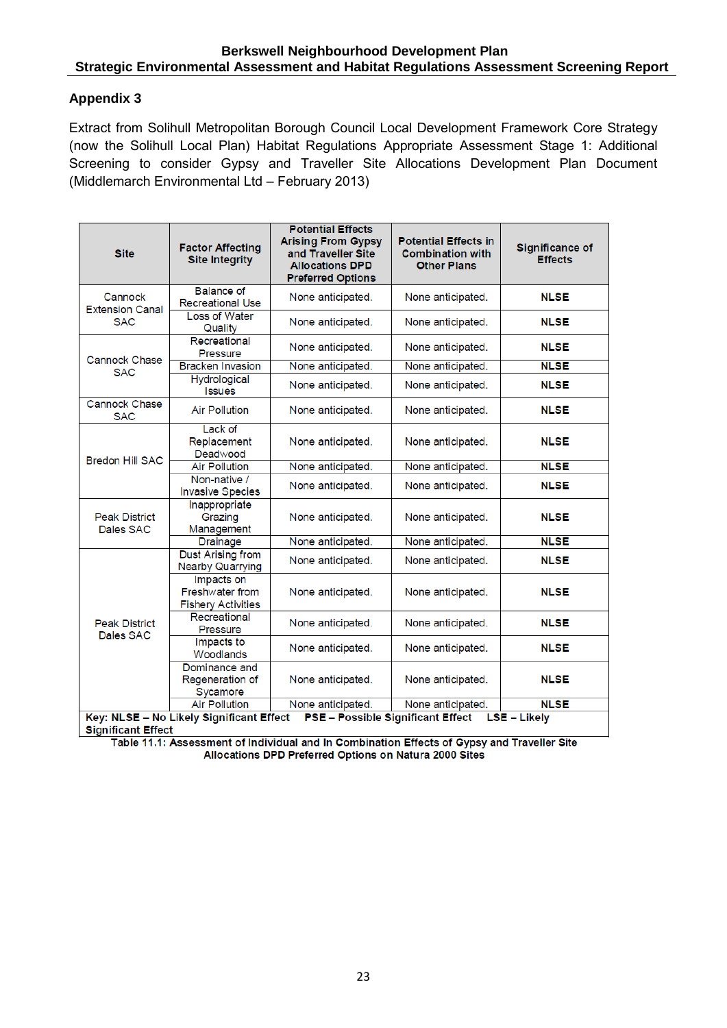## Appendix 3

Extract from Solihull Metropolitan Borough Council Local Development Framework Core Strategy (now the Solihull Local Plan) Habitat Regulations Appropriate Assessment Stage 1: Additional Screening to consider Gypsy and Traveller Site Allocations Development Plan Document (Middlemarch Environmental Ltd – February 2013)

| Site | Factor Affecting Site Integrity | Potential Effects Arising From Gypsy and Traveller Site Allocations DPD Preferred Options | Potential Effects in Combination with Other Plans | Significance of Effects |
|---|---|---|---|---|
| Cannock Extension Canal SAC | Balance of Recreational Use | None anticipated. | None anticipated. | **NLSE** |
| | Loss of Water Quality | None anticipated. | None anticipated. | **NLSE** |
| Cannock Chase SAC | Recreational Pressure | None anticipated. | None anticipated. | **NLSE** |
| | Bracken Invasion | None anticipated. | None anticipated. | **NLSE** |
| | Hydrological Issues | None anticipated. | None anticipated. | **NLSE** |
| Cannock Chase SAC | Air Pollution | None anticipated. | None anticipated. | **NLSE** |
| Bredon Hill SAC | Lack of Replacement Deadwood | None anticipated. | None anticipated. | **NLSE** |
| | Air Pollution | None anticipated. | None anticipated. | **NLSE** |
| | Non-native / Invasive Species | None anticipated. | None anticipated. | **NLSE** |
| Peak District Dales SAC | Inappropriate Grazing Management | None anticipated. | None anticipated. | **NLSE** |
| | Drainage | None anticipated. | None anticipated. | **NLSE** |
| Peak District Dales SAC | Dust Arising from Nearby Quarrying | None anticipated. | None anticipated. | **NLSE** |
| | Impacts on Freshwater from Fishery Activities | None anticipated. | None anticipated. | **NLSE** |
| | Recreational Pressure | None anticipated. | None anticipated. | **NLSE** |
| | Impacts to Woodlands | None anticipated. | None anticipated. | **NLSE** |
| | Dominance and Regeneration of Sycamore | None anticipated. | None anticipated. | **NLSE** |
| | Air Pollution | None anticipated. | None anticipated. | **NLSE** |

**Key: NLSE – No Likely Significant Effect PSE – Possible Significant Effect LSE – Likely Significant Effect**

**Table 11.1: Assessment of Individual and In Combination Effects of Gypsy and Traveller Site Allocations DPD Preferred Options on Natura 2000 Sites**